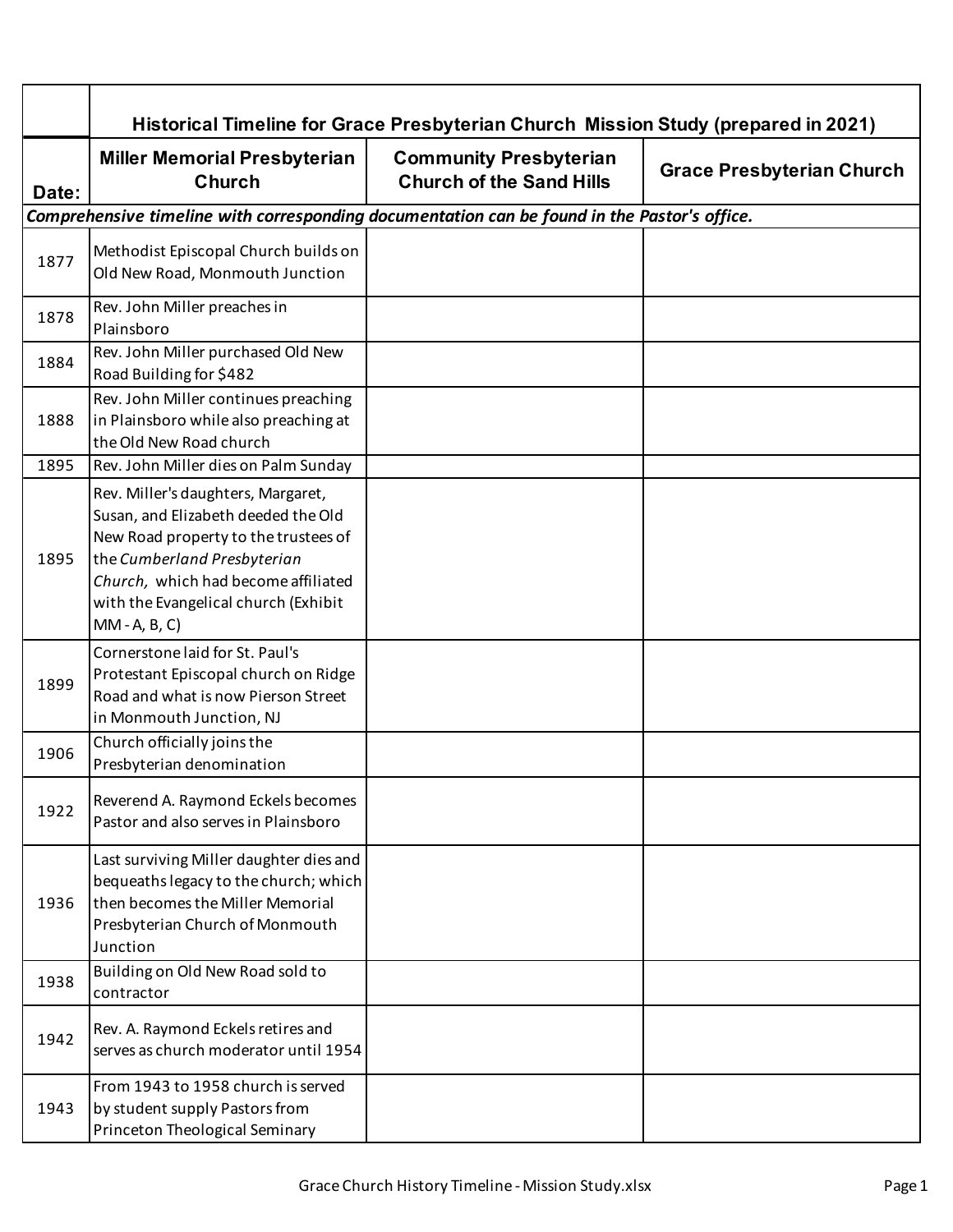| | Historical Timeline for Grace Presbyterian Church Mission Study (prepared in 2021) | | |
|---|---|---|---|
| **Date:** | **Miller Memorial Presbyterian Church** | **Community Presbyterian Church of the Sand Hills** | **Grace Presbyterian Church** |
| ***Comprehensive timeline with corresponding documentation can be found in the Pastor's office.*** | | | |
| 1877 | Methodist Episcopal Church builds on Old New Road, Monmouth Junction | | |
| 1878 | Rev. John Miller preaches in Plainsboro | | |
| 1884 | Rev. John Miller purchased Old New Road Building for $482 | | |
| 1888 | Rev. John Miller continues preaching in Plainsboro while also preaching at the Old New Road church | | |
| 1895 | Rev. John Miller dies on Palm Sunday | | |
| 1895 | Rev. Miller's daughters, Margaret, Susan, and Elizabeth deeded the Old New Road property to the trustees of the *Cumberland Presbyterian Church,* which had become affiliated with the Evangelical church (Exhibit MM - A, B, C) | | |
| 1899 | Cornerstone laid for St. Paul's Protestant Episcopal church on Ridge Road and what is now Pierson Street in Monmouth Junction, NJ | | |
| 1906 | Church officially joins the Presbyterian denomination | | |
| 1922 | Reverend A. Raymond Eckels becomes Pastor and also serves in Plainsboro | | |
| 1936 | Last surviving Miller daughter dies and bequeaths legacy to the church; which then becomes the Miller Memorial Presbyterian Church of Monmouth Junction | | |
| 1938 | Building on Old New Road sold to contractor | | |
| 1942 | Rev. A. Raymond Eckels retires and serves as church moderator until 1954 | | |
| 1943 | From 1943 to 1958 church is served by student supply Pastors from Princeton Theological Seminary | | |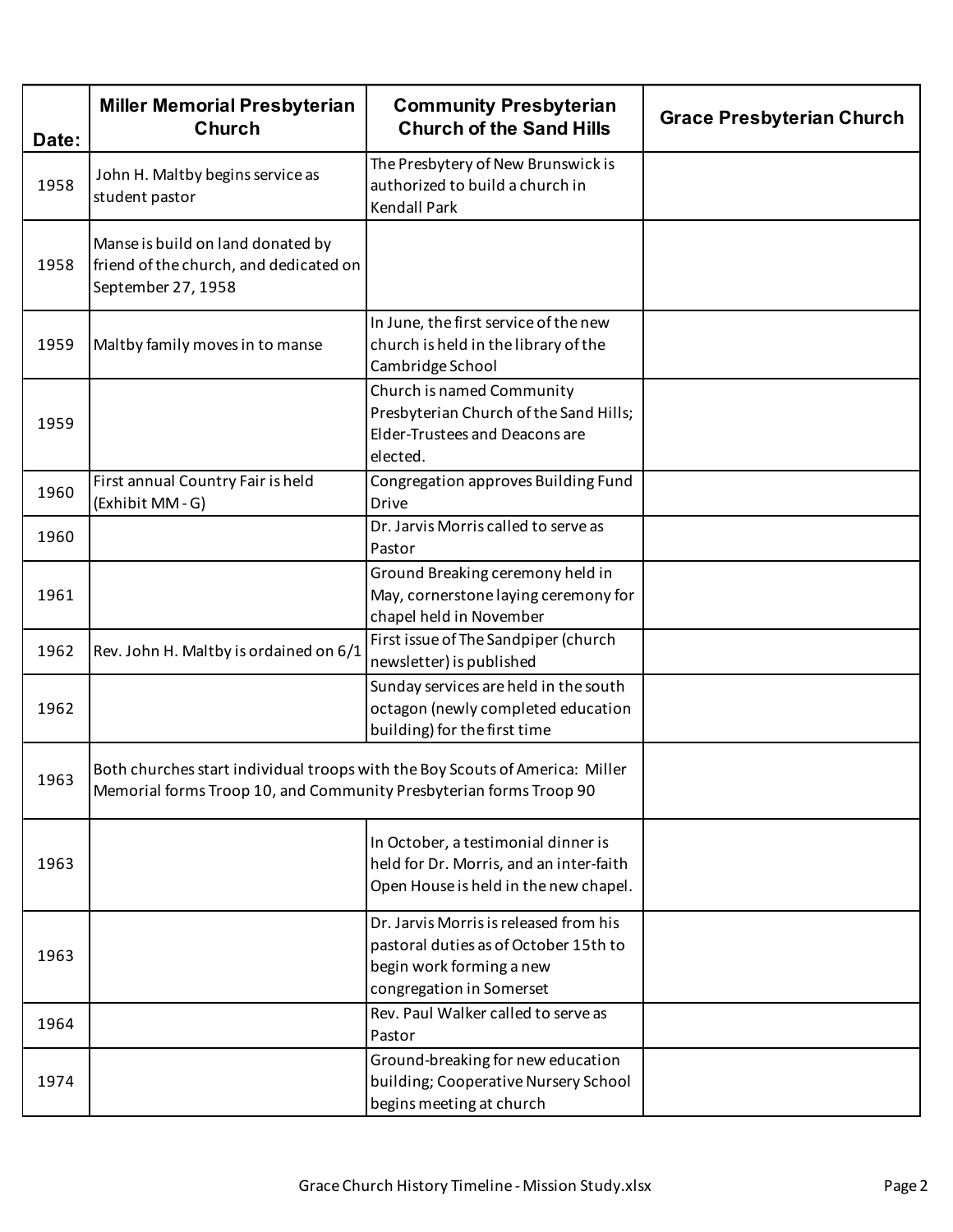| Date: | Miller Memorial Presbyterian Church | Community Presbyterian Church of the Sand Hills | Grace Presbyterian Church |
|---|---|---|---|
| 1958 | John H. Maltby begins service as student pastor | The Presbytery of New Brunswick is authorized to build a church in Kendall Park | |
| 1958 | Manse is build on land donated by friend of the church, and dedicated on September 27, 1958 | | |
| 1959 | Maltby family moves in to manse | In June, the first service of the new church is held in the library of the Cambridge School | |
| 1959 | | Church is named Community Presbyterian Church of the Sand Hills; Elder-Trustees and Deacons are elected. | |
| 1960 | First annual Country Fair is held (Exhibit MM - G) | Congregation approves Building Fund Drive | |
| 1960 | | Dr. Jarvis Morris called to serve as Pastor | |
| 1961 | | Ground Breaking ceremony held in May, cornerstone laying ceremony for chapel held in November | |
| 1962 | Rev. John H. Maltby is ordained on 6/1 | First issue of The Sandpiper (church newsletter) is published | |
| 1962 | | Sunday services are held in the south octagon (newly completed education building) for the first time | |
| 1963 | Both churches start individual troops with the Boy Scouts of America: Miller Memorial forms Troop 10, and Community Presbyterian forms Troop 90 | | |
| 1963 | | In October, a testimonial dinner is held for Dr. Morris, and an inter-faith Open House is held in the new chapel. | |
| 1963 | | Dr. Jarvis Morris is released from his pastoral duties as of October 15th to begin work forming a new congregation in Somerset | |
| 1964 | | Rev. Paul Walker called to serve as Pastor | |
| 1974 | | Ground-breaking for new education building; Cooperative Nursery School begins meeting at church | |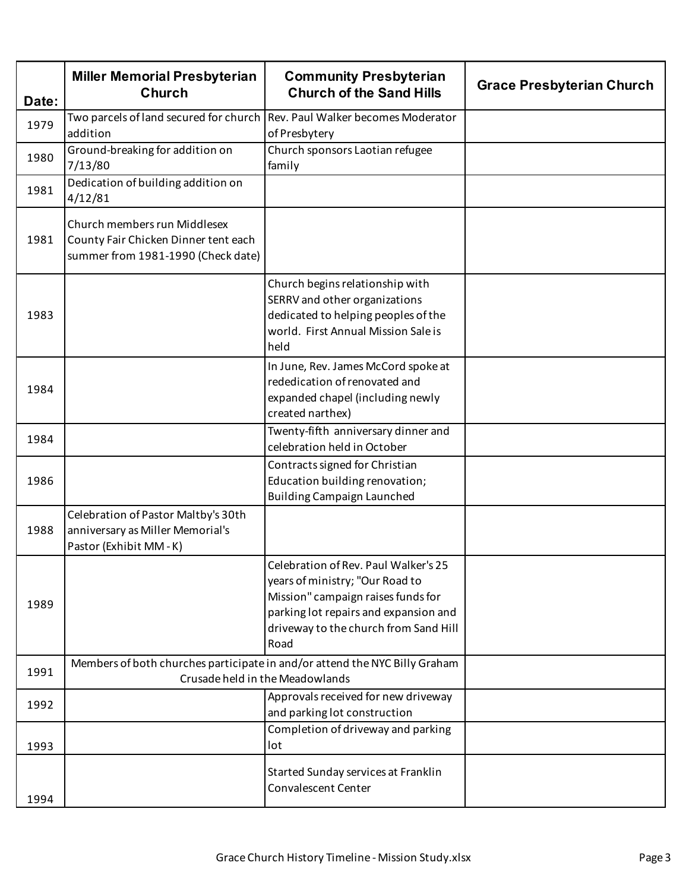| Date: | Miller Memorial Presbyterian Church | Community Presbyterian Church of the Sand Hills | Grace Presbyterian Church |
|---|---|---|---|
| 1979 | Two parcels of land secured for church addition | Rev. Paul Walker becomes Moderator of Presbytery | |
| 1980 | Ground-breaking for addition on 7/13/80 | Church sponsors Laotian refugee family | |
| 1981 | Dedication of building addition on 4/12/81 | | |
| 1981 | Church members run Middlesex County Fair Chicken Dinner tent each summer from 1981-1990 (Check date) | | |
| 1983 | | Church begins relationship with SERRV and other organizations dedicated to helping peoples of the world. First Annual Mission Sale is held | |
| 1984 | | In June, Rev. James McCord spoke at rededication of renovated and expanded chapel (including newly created narthex) | |
| 1984 | | Twenty-fifth anniversary dinner and celebration held in October | |
| 1986 | | Contracts signed for Christian Education building renovation; Building Campaign Launched | |
| 1988 | Celebration of Pastor Maltby's 30th anniversary as Miller Memorial's Pastor (Exhibit MM - K) | | |
| 1989 | | Celebration of Rev. Paul Walker's 25 years of ministry; "Our Road to Mission" campaign raises funds for parking lot repairs and expansion and driveway to the church from Sand Hill Road | |
| 1991 | Members of both churches participate in and/or attend the NYC Billy Graham Crusade held in the Meadowlands | | |
| 1992 | | Approvals received for new driveway and parking lot construction | |
| 1993 | | Completion of driveway and parking lot | |
| 1994 | | Started Sunday services at Franklin Convalescent Center | |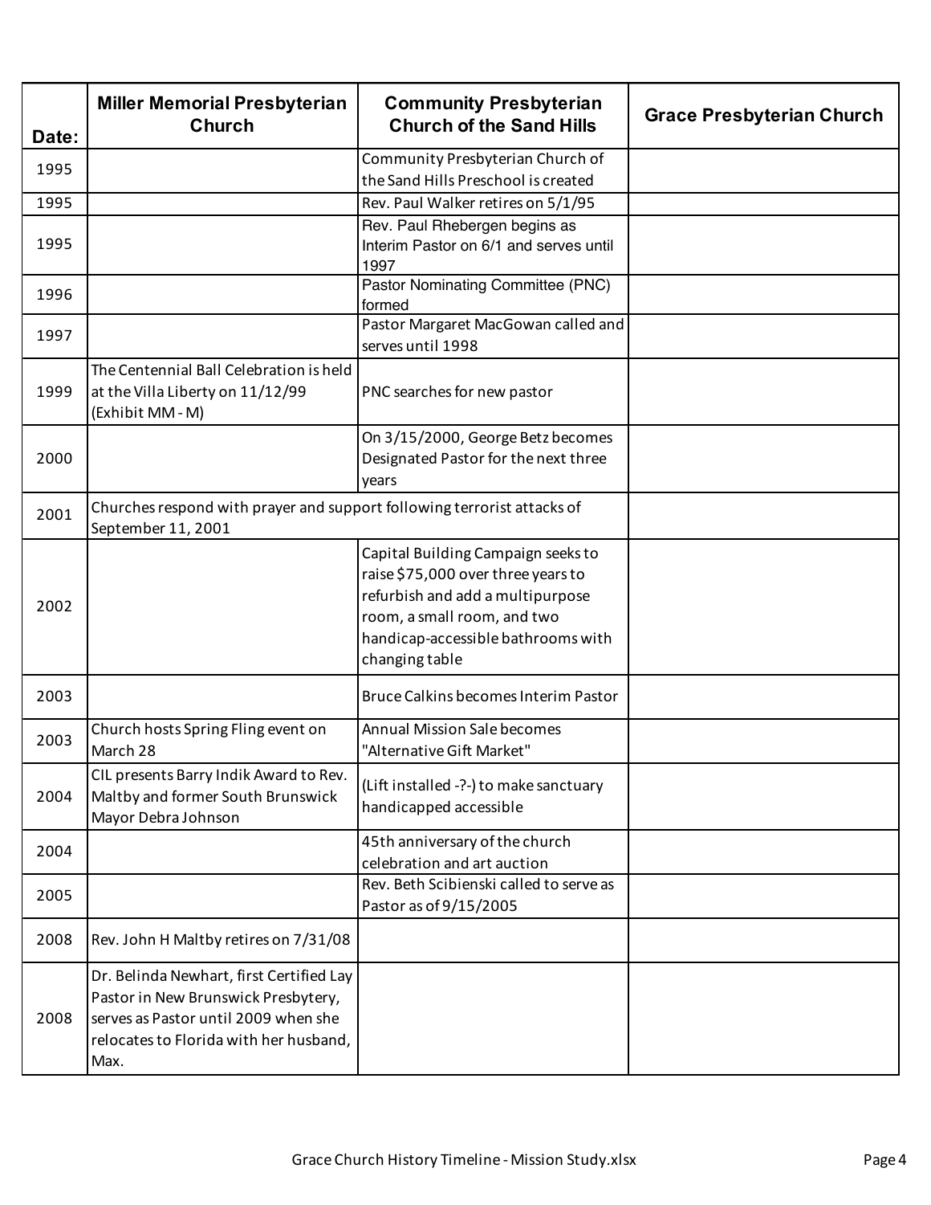| Date: | Miller Memorial Presbyterian Church | Community Presbyterian Church of the Sand Hills | Grace Presbyterian Church |
|---|---|---|---|
| 1995 | | Community Presbyterian Church of the Sand Hills Preschool is created | |
| 1995 | | Rev. Paul Walker retires on 5/1/95 | |
| 1995 | | Rev. Paul Rhebergen begins as Interim Pastor on 6/1 and serves until 1997 | |
| 1996 | | Pastor Nominating Committee (PNC) formed | |
| 1997 | | Pastor Margaret MacGowan called and serves until 1998 | |
| 1999 | The Centennial Ball Celebration is held at the Villa Liberty on 11/12/99 (Exhibit MM - M) | PNC searches for new pastor | |
| 2000 | | On 3/15/2000, George Betz becomes Designated Pastor for the next three years | |
| 2001 | Churches respond with prayer and support following terrorist attacks of September 11, 2001 | | |
| 2002 | | Capital Building Campaign seeks to raise $75,000 over three years to refurbish and add a multipurpose room, a small room, and two handicap-accessible bathrooms with changing table | |
| 2003 | | Bruce Calkins becomes Interim Pastor | |
| 2003 | Church hosts Spring Fling event on March 28 | Annual Mission Sale becomes "Alternative Gift Market" | |
| 2004 | CIL presents Barry Indik Award to Rev. Maltby and former South Brunswick Mayor Debra Johnson | (Lift installed -?-) to make sanctuary handicapped accessible | |
| 2004 | | 45th anniversary of the church celebration and art auction | |
| 2005 | | Rev. Beth Scibienski called to serve as Pastor as of 9/15/2005 | |
| 2008 | Rev. John H Maltby retires on 7/31/08 | | |
| 2008 | Dr. Belinda Newhart, first Certified Lay Pastor in New Brunswick Presbytery, serves as Pastor until 2009 when she relocates to Florida with her husband, Max. | | |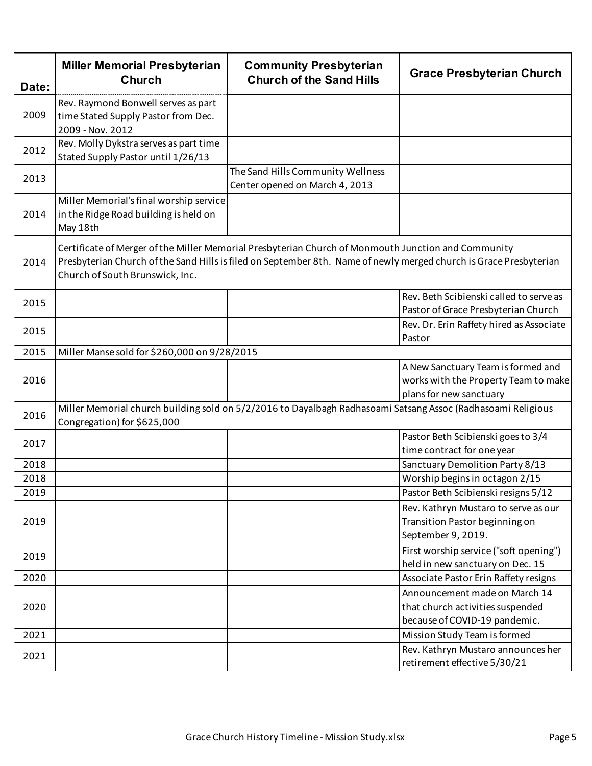| Date: | Miller Memorial Presbyterian Church | Community Presbyterian Church of the Sand Hills | Grace Presbyterian Church |
|---|---|---|---|
| 2009 | Rev. Raymond Bonwell serves as part time Stated Supply Pastor from Dec. 2009 - Nov. 2012 | | |
| 2012 | Rev. Molly Dykstra serves as part time Stated Supply Pastor until 1/26/13 | | |
| 2013 | | The Sand Hills Community Wellness Center opened on March 4, 2013 | |
| 2014 | Miller Memorial's final worship service in the Ridge Road building is held on May 18th | | |
| 2014 | Certificate of Merger of the Miller Memorial Presbyterian Church of Monmouth Junction and Community Presbyterian Church of the Sand Hills is filed on September 8th. Name of newly merged church is Grace Presbyterian Church of South Brunswick, Inc. | | |
| 2015 | | | Rev. Beth Scibienski called to serve as Pastor of Grace Presbyterian Church |
| 2015 | | | Rev. Dr. Erin Raffety hired as Associate Pastor |
| 2015 | Miller Manse sold for $260,000 on 9/28/2015 | | |
| 2016 | | | A New Sanctuary Team is formed and works with the Property Team to make plans for new sanctuary |
| 2016 | Miller Memorial church building sold on 5/2/2016 to Dayalbagh Radhasoami Satsang Assoc (Radhasoami Religious Congregation) for $625,000 | | |
| 2017 | | | Pastor Beth Scibienski goes to 3/4 time contract for one year |
| 2018 | | | Sanctuary Demolition Party 8/13 |
| 2018 | | | Worship begins in octagon 2/15 |
| 2019 | | | Pastor Beth Scibienski resigns 5/12 |
| 2019 | | | Rev. Kathryn Mustaro to serve as our Transition Pastor beginning on September 9, 2019. |
| 2019 | | | First worship service ("soft opening") held in new sanctuary on Dec. 15 |
| 2020 | | | Associate Pastor Erin Raffety resigns |
| 2020 | | | Announcement made on March 14 that church activities suspended because of COVID-19 pandemic. |
| 2021 | | | Mission Study Team is formed |
| 2021 | | | Rev. Kathryn Mustaro announces her retirement effective 5/30/21 |